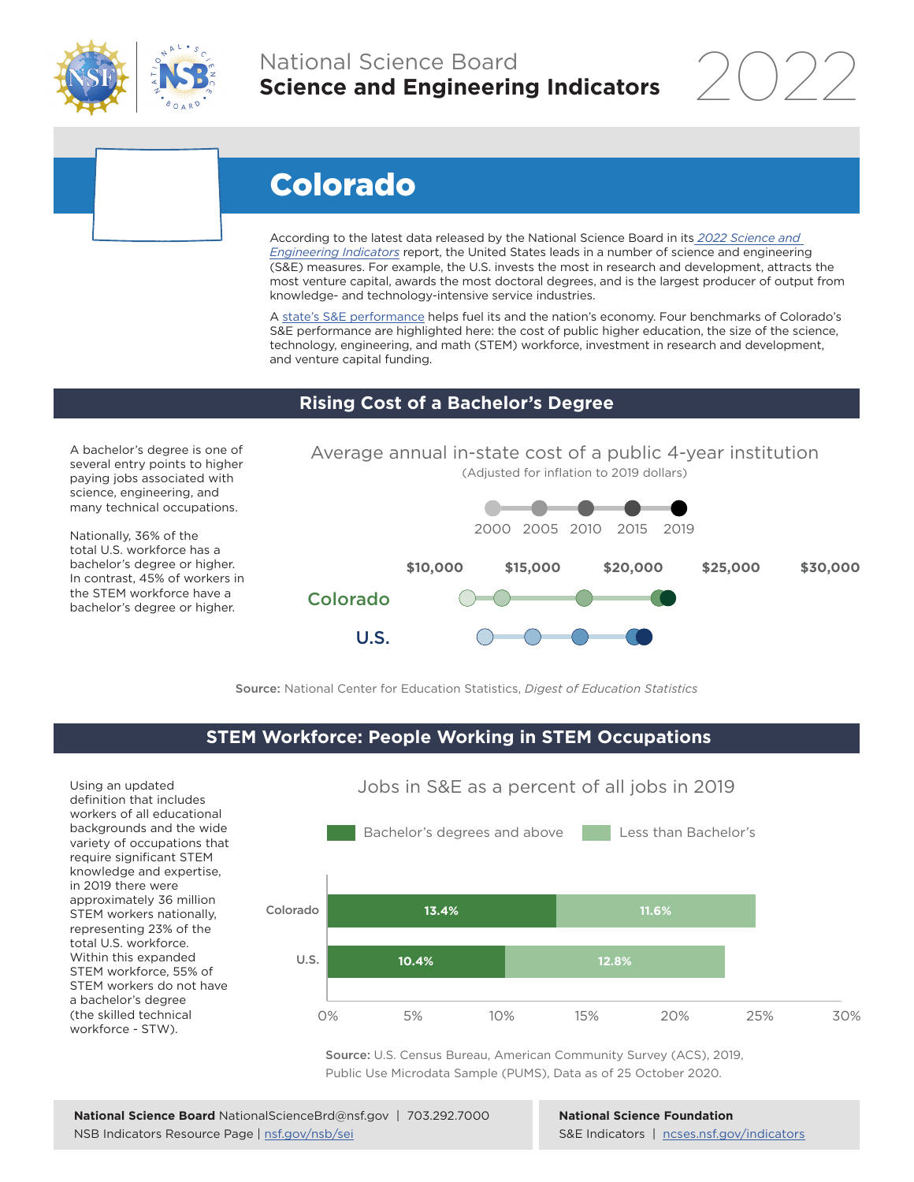National Science Board
**Science and Engineering Indicators** 2022

# Colorado

According to the latest data released by the National Science Board in its *2022 Science and Engineering Indicators* report, the United States leads in a number of science and engineering (S&E) measures. For example, the U.S. invests the most in research and development, attracts the most venture capital, awards the most doctoral degrees, and is the largest producer of output from knowledge- and technology-intensive service industries.

A state's S&E performance helps fuel its and the nation's economy. Four benchmarks of Colorado's S&E performance are highlighted here: the cost of public higher education, the size of the science, technology, engineering, and math (STEM) workforce, investment in research and development, and venture capital funding.

## Rising Cost of a Bachelor's Degree

A bachelor's degree is one of several entry points to higher paying jobs associated with science, engineering, and many technical occupations.

Nationally, 36% of the total U.S. workforce has a bachelor's degree or higher. In contrast, 45% of workers in the STEM workforce have a bachelor's degree or higher.

Average annual in-state cost of a public 4-year institution
(Adjusted for inflation to 2019 dollars)

2000 2005 2010 2015 2019

$10,000 $15,000 $20,000 $25,000 $30,000

Colorado

U.S.

**Source:** National Center for Education Statistics, *Digest of Education Statistics*

## STEM Workforce: People Working in STEM Occupations

Using an updated definition that includes workers of all educational backgrounds and the wide variety of occupations that require significant STEM knowledge and expertise, in 2019 there were approximately 36 million STEM workers nationally, representing 23% of the total U.S. workforce. Within this expanded STEM workforce, 55% of STEM workers do not have a bachelor's degree (the skilled technical workforce - STW).

Jobs in S&E as a percent of all jobs in 2019

| | Bachelor's degrees and above | Less than Bachelor's |
|---|---|---|
| Colorado | 13.4% | 11.6% |
| U.S. | 10.4% | 12.8% |

**Source:** U.S. Census Bureau, American Community Survey (ACS), 2019, Public Use Microdata Sample (PUMS), Data as of 25 October 2020.

**National Science Board** NationalScienceBrd@nsf.gov | 703.292.7000
NSB Indicators Resource Page | nsf.gov/nsb/sei

**National Science Foundation**
S&E Indicators | ncses.nsf.gov/indicators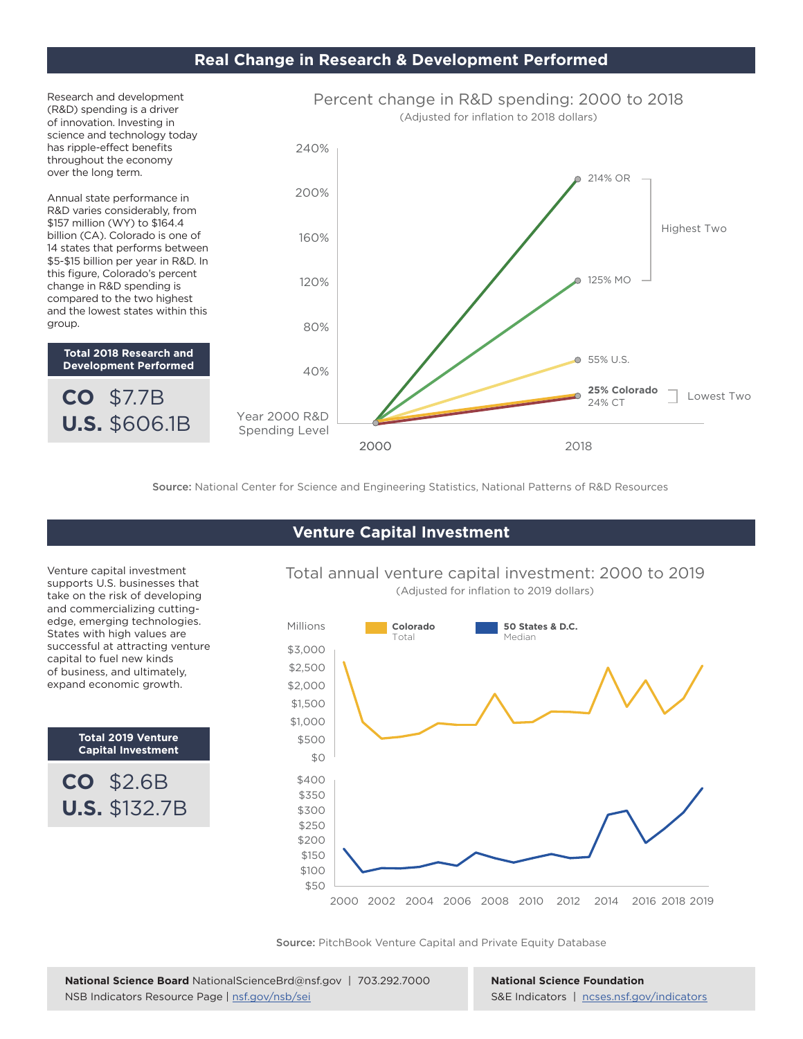## Real Change in Research & Development Performed

Research and development (R&D) spending is a driver of innovation. Investing in science and technology today has ripple-effect benefits throughout the economy over the long term.

Annual state performance in R&D varies considerably, from $157 million (WY) to $164.4 billion (CA). Colorado is one of 14 states that performs between $5-$15 billion per year in R&D. In this figure, Colorado's percent change in R&D spending is compared to the two highest and the lowest states within this group.

**Total 2018 Research and Development Performed**

**CO** $7.7B
**U.S.** $606.1B

Percent change in R&D spending: 2000 to 2018
(Adjusted for inflation to 2018 dollars)

240%
200%
160%
120%
80%
40%
Year 2000 R&D Spending Level

2000
2018

214% OR
125% MO
Highest Two
55% U.S.
**25% Colorado**
24% CT
Lowest Two

**Source:** National Center for Science and Engineering Statistics, National Patterns of R&D Resources

## Venture Capital Investment

Venture capital investment supports U.S. businesses that take on the risk of developing and commercializing cutting-edge, emerging technologies. States with high values are successful at attracting venture capital to fuel new kinds of business, and ultimately, expand economic growth.

**Total 2019 Venture Capital Investment**

**CO** $2.6B
**U.S.** $132.7B

Total annual venture capital investment: 2000 to 2019
(Adjusted for inflation to 2019 dollars)

Millions
**Colorado** Total
**50 States & D.C.** Median

$3,000
$2,500
$2,000
$1,500
$1,000
$500
$0

$400
$350
$300
$250
$200
$150
$100
$50

2000 2002 2004 2006 2008 2010 2012 2014 2016 2018 2019

**Source:** PitchBook Venture Capital and Private Equity Database

**National Science Board** NationalScienceBrd@nsf.gov | 703.292.7000
NSB Indicators Resource Page | nsf.gov/nsb/sei

**National Science Foundation**
S&E Indicators | ncses.nsf.gov/indicators